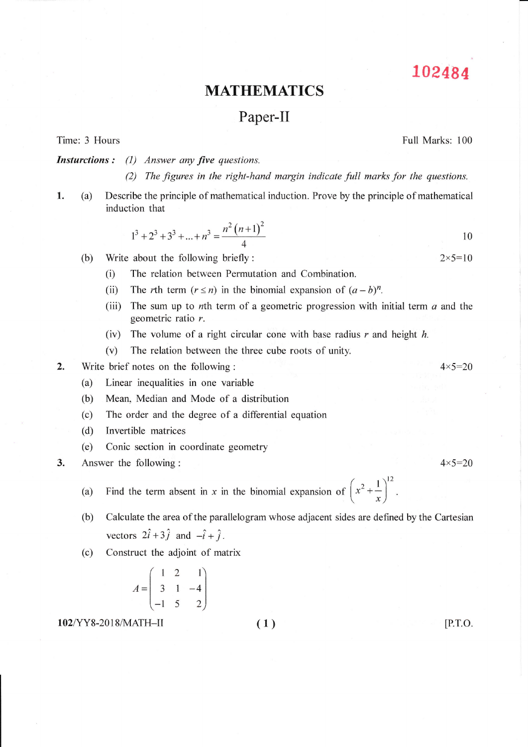102484

# MATHEMATICS

## Paper-II

Time: 3 Hours | Full Marks: 100

***Insturctions :*** *(1) Answer any* ***five*** *questions.*

*(2) The figures in the right-hand margin indicate full marks for the questions.*

**1.** (a) Describe the principle of mathematical induction. Prove by the principle of mathematical induction that

$$1^3 + 2^3 + 3^3 + ... + n^3 = \frac{n^2(n+1)^2}{4}$$ 10

(b) Write about the following briefly : 2×5=10

(i) The relation between Permutation and Combination.

(ii) The $r$th term $(r \leq n)$ in the binomial expansion of $(a-b)^n$.

(iii) The sum up to $n$th term of a geometric progression with initial term $a$ and the geometric ratio $r$.

(iv) The volume of a right circular cone with base radius $r$ and height $h$.

(v) The relation between the three cube roots of unity.

**2.** Write brief notes on the following : 4×5=20

(a) Linear inequalities in one variable

(b) Mean, Median and Mode of a distribution

(c) The order and the degree of a differential equation

(d) Invertible matrices

(e) Conic section in coordinate geometry

**3.** Answer the following : 4×5=20

(a) Find the term absent in $x$ in the binomial expansion of $\left(x^2 + \frac{1}{x}\right)^{12}$.

(b) Calculate the area of the parallelogram whose adjacent sides are defined by the Cartesian vectors $2\hat{i} + 3\hat{j}$ and $-\hat{i} + \hat{j}$.

(c) Construct the adjoint of matrix

$$A = \begin{pmatrix} 1 & 2 & 1 \\ 3 & 1 & -4 \\ -1 & 5 & 2 \end{pmatrix}$$

102/YY8-2018/MATH–II

[P.T.O.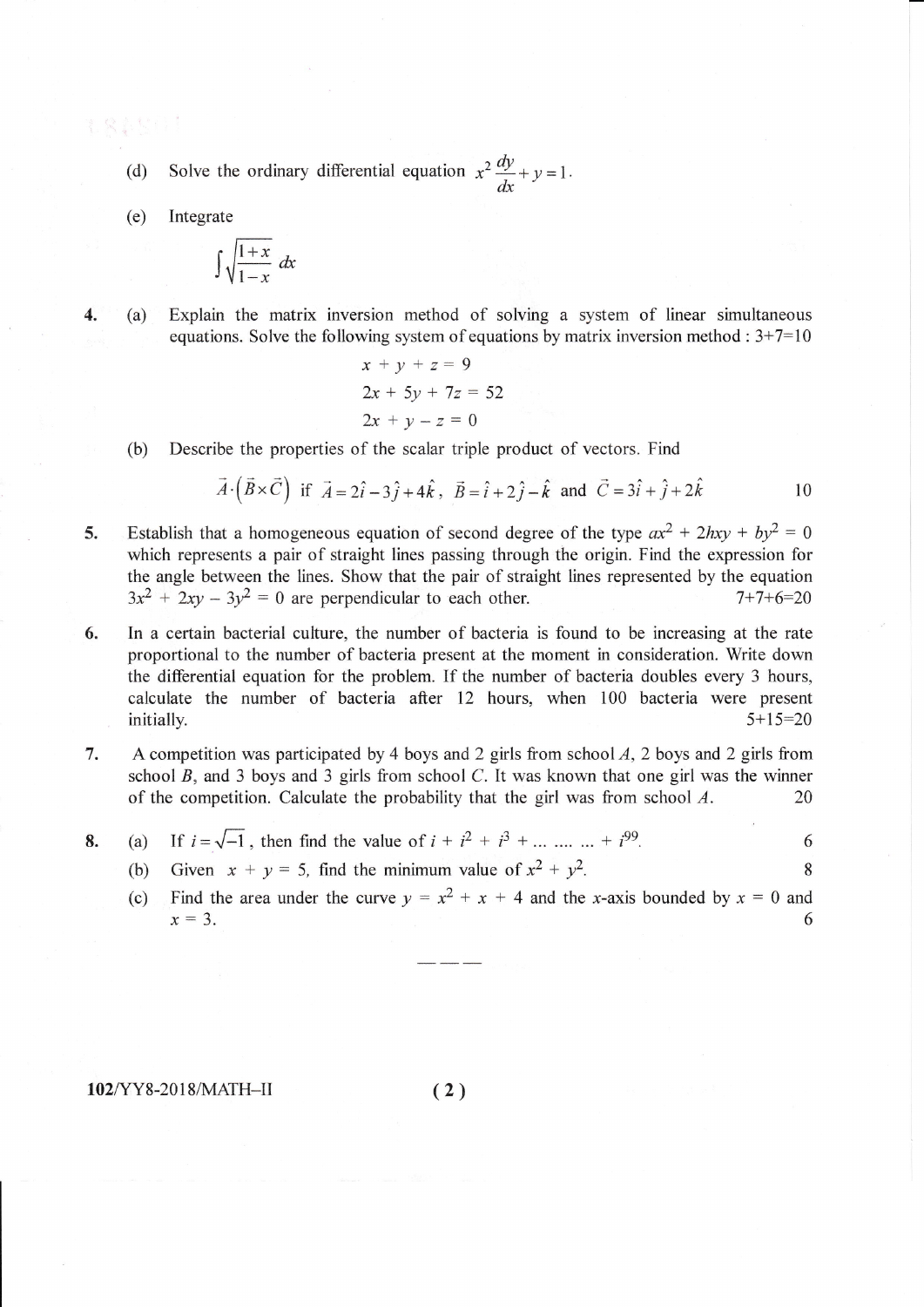(d) Solve the ordinary differential equation $x^2 \frac{dy}{dx} + y = 1$.

(e) Integrate

$$\int \sqrt{\frac{1+x}{1-x}}\, dx$$

4. (a) Explain the matrix inversion method of solving a system of linear simultaneous equations. Solve the following system of equations by matrix inversion method : 3+7=10

$$x + y + z = 9$$
$$2x + 5y + 7z = 52$$
$$2x + y - z = 0$$

(b) Describe the properties of the scalar triple product of vectors. Find

$$\vec{A} \cdot \left(\vec{B} \times \vec{C}\right) \text{ if } \vec{A} = 2\hat{i} - 3\hat{j} + 4\hat{k},\ \vec{B} = \hat{i} + 2\hat{j} - \hat{k} \text{ and } \vec{C} = 3\hat{i} + \hat{j} + 2\hat{k}$$ 10

5. Establish that a homogeneous equation of second degree of the type $ax^2 + 2hxy + by^2 = 0$ which represents a pair of straight lines passing through the origin. Find the expression for the angle between the lines. Show that the pair of straight lines represented by the equation $3x^2 + 2xy - 3y^2 = 0$ are perpendicular to each other. 7+7+6=20

6. In a certain bacterial culture, the number of bacteria is found to be increasing at the rate proportional to the number of bacteria present at the moment in consideration. Write down the differential equation for the problem. If the number of bacteria doubles every 3 hours, calculate the number of bacteria after 12 hours, when 100 bacteria were present initially. 5+15=20

7. A competition was participated by 4 boys and 2 girls from school *A*, 2 boys and 2 girls from school *B*, and 3 boys and 3 girls from school *C*. It was known that one girl was the winner of the competition. Calculate the probability that the girl was from school *A*. 20

8. (a) If $i = \sqrt{-1}$, then find the value of $i + i^2 + i^3 + \dots\dots\dots + i^{99}$. 6

(b) Given $x + y = 5$, find the minimum value of $x^2 + y^2$. 8

(c) Find the area under the curve $y = x^2 + x + 4$ and the $x$-axis bounded by $x = 0$ and $x = 3$. 6

———

102/YY8-2018/MATH–II